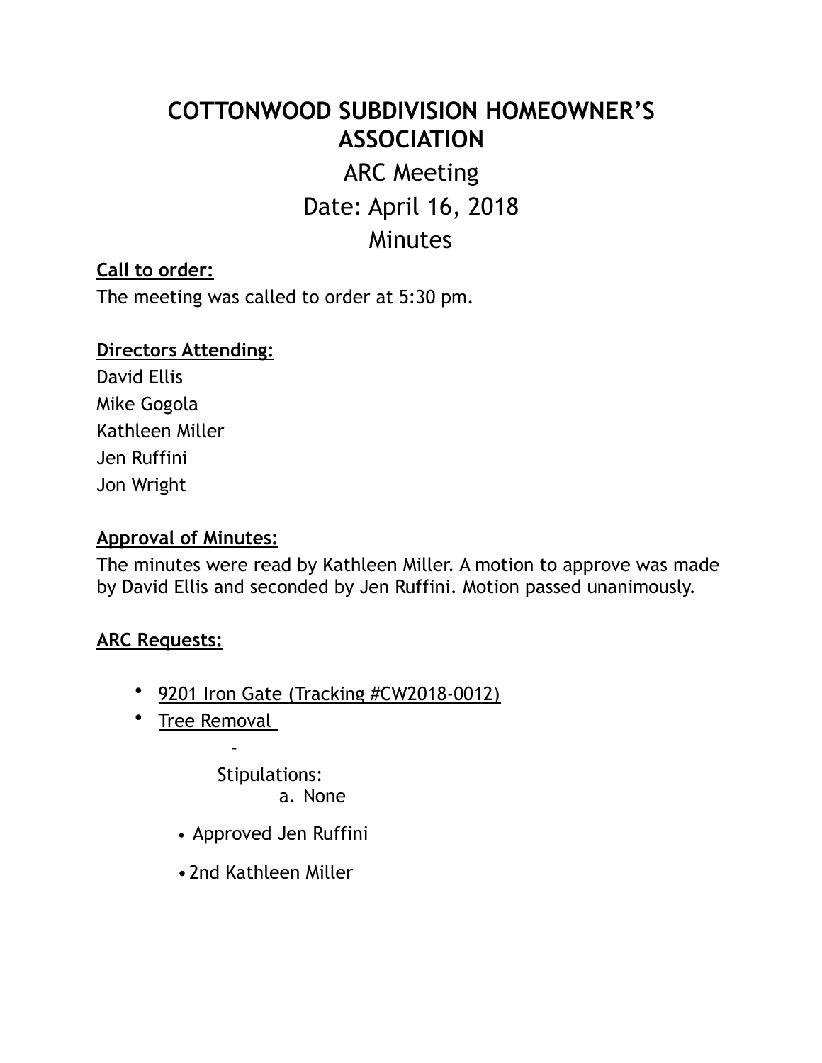# COTTONWOOD SUBDIVISION HOMEOWNER'S ASSOCIATION

## ARC Meeting

## Date: April 16, 2018

## Minutes

**Call to order:**

The meeting was called to order at 5:30 pm.

**Directors Attending:**

David Ellis
Mike Gogola
Kathleen Miller
Jen Ruffini
Jon Wright

**Approval of Minutes:**

The minutes were read by Kathleen Miller. A motion to approve was made by David Ellis and seconded by Jen Ruffini. Motion passed unanimously.

**ARC Requests:**

- 9201 Iron Gate (Tracking #CW2018-0012)
- Tree Removal
  - Stipulations:
    a. None
  - Approved Jen Ruffini
  - 2nd Kathleen Miller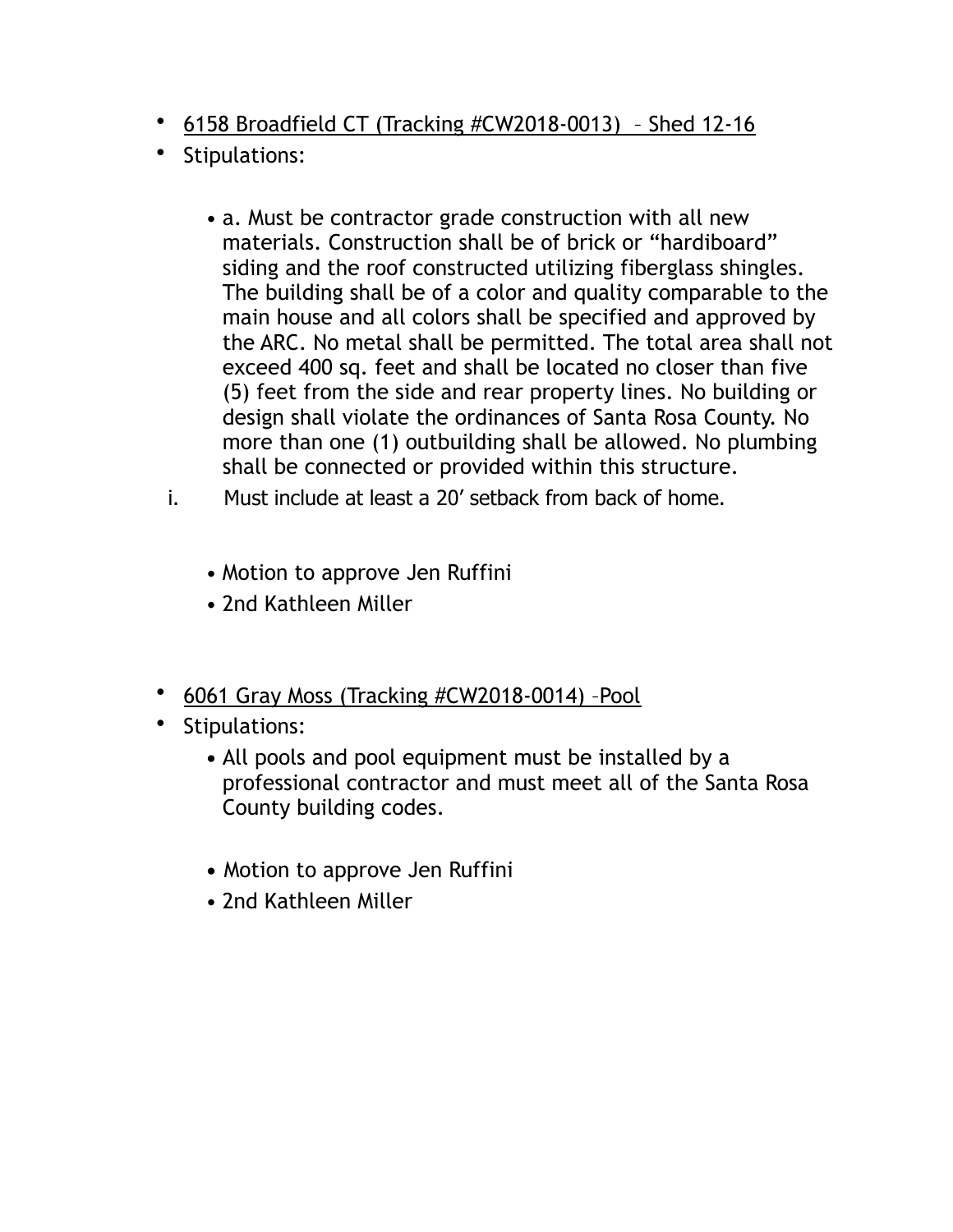- <u>6158 Broadfield CT (Tracking #CW2018-0013) – Shed 12-16</u>
- Stipulations:

  - a. Must be contractor grade construction with all new materials. Construction shall be of brick or "hardiboard" siding and the roof constructed utilizing fiberglass shingles. The building shall be of a color and quality comparable to the main house and all colors shall be specified and approved by the ARC. No metal shall be permitted. The total area shall not exceed 400 sq. feet and shall be located no closer than five (5) feet from the side and rear property lines. No building or design shall violate the ordinances of Santa Rosa County. No more than one (1) outbuilding shall be allowed. No plumbing shall be connected or provided within this structure.

  i. Must include at least a 20' setback from back of home.

  - Motion to approve Jen Ruffini
  - 2nd Kathleen Miller

- <u>6061 Gray Moss (Tracking #CW2018-0014) –Pool</u>
- Stipulations:
  - All pools and pool equipment must be installed by a professional contractor and must meet all of the Santa Rosa County building codes.

  - Motion to approve Jen Ruffini
  - 2nd Kathleen Miller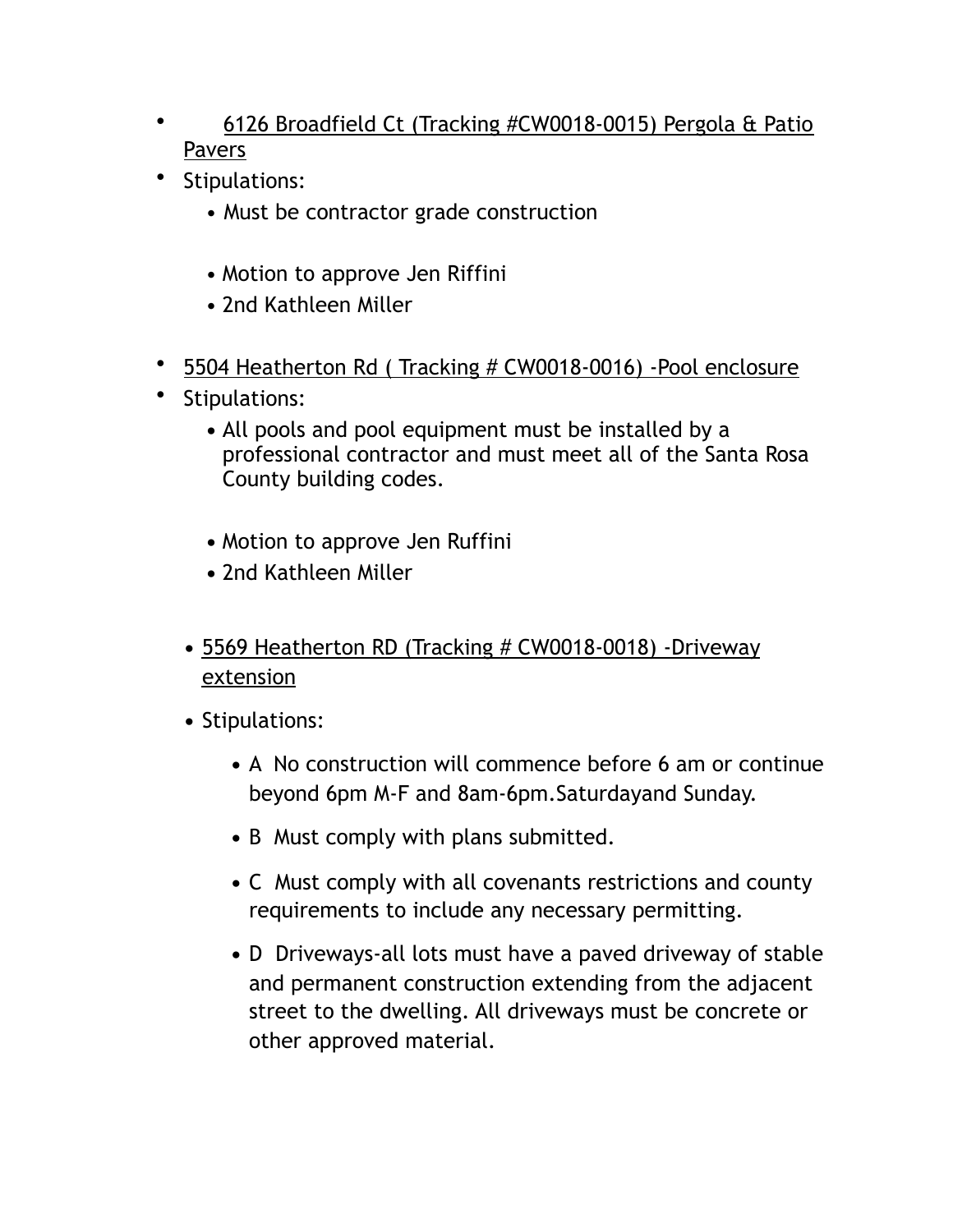- 6126 Broadfield Ct (Tracking #CW0018-0015) Pergola & Patio Pavers
- Stipulations:
  - Must be contractor grade construction

  - Motion to approve Jen Riffini
  - 2nd Kathleen Miller

- 5504 Heatherton Rd ( Tracking # CW0018-0016) -Pool enclosure
- Stipulations:
  - All pools and pool equipment must be installed by a professional contractor and must meet all of the Santa Rosa County building codes.

  - Motion to approve Jen Ruffini
  - 2nd Kathleen Miller

- 5569 Heatherton RD (Tracking # CW0018-0018) -Driveway extension
- Stipulations:
  - A  No construction will commence before 6 am or continue beyond 6pm M-F and 8am-6pm.Saturdayand Sunday.
  - B  Must comply with plans submitted.
  - C  Must comply with all covenants restrictions and county requirements to include any necessary permitting.
  - D  Driveways-all lots must have a paved driveway of stable and permanent construction extending from the adjacent street to the dwelling. All driveways must be concrete or other approved material.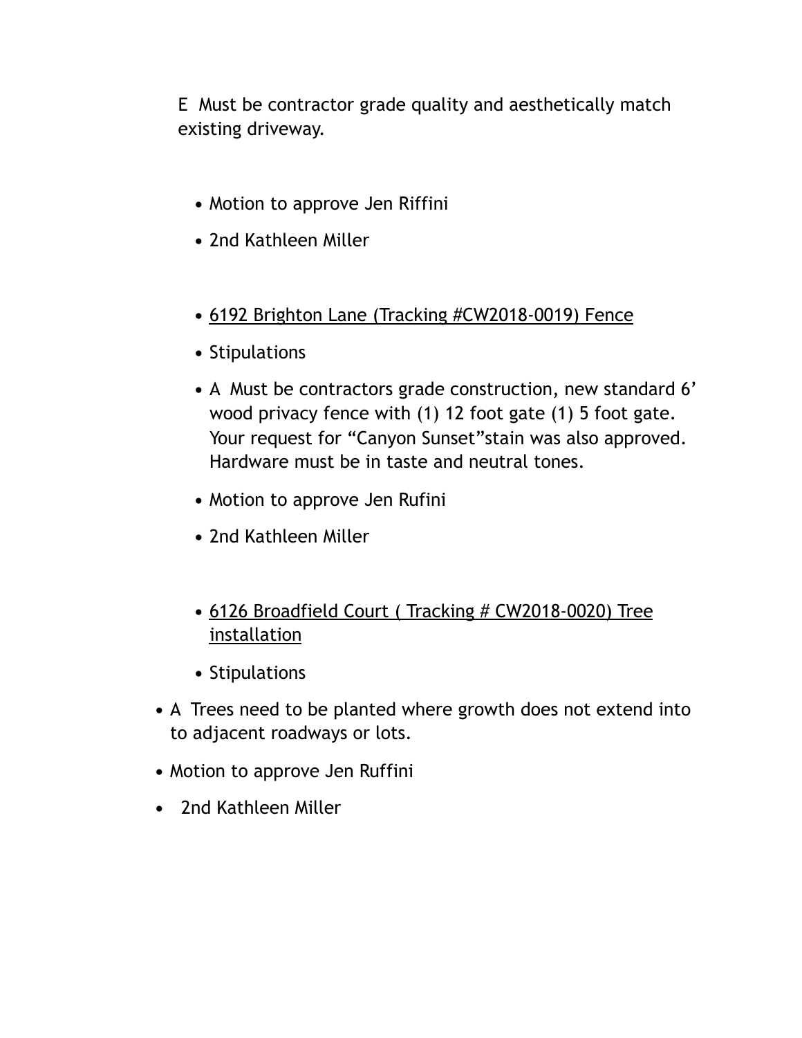E  Must be contractor grade quality and aesthetically match existing driveway.

- Motion to approve Jen Riffini
- 2nd Kathleen Miller

- <u>6192 Brighton Lane (Tracking #CW2018-0019) Fence</u>
- Stipulations
- A  Must be contractors grade construction, new standard 6' wood privacy fence with (1) 12 foot gate (1) 5 foot gate. Your request for "Canyon Sunset"stain was also approved. Hardware must be in taste and neutral tones.
- Motion to approve Jen Rufini
- 2nd Kathleen Miller

- <u>6126 Broadfield Court ( Tracking # CW2018-0020) Tree installation</u>
- Stipulations

- A  Trees need to be planted where growth does not extend into to adjacent roadways or lots.
- Motion to approve Jen Ruffini
- 2nd Kathleen Miller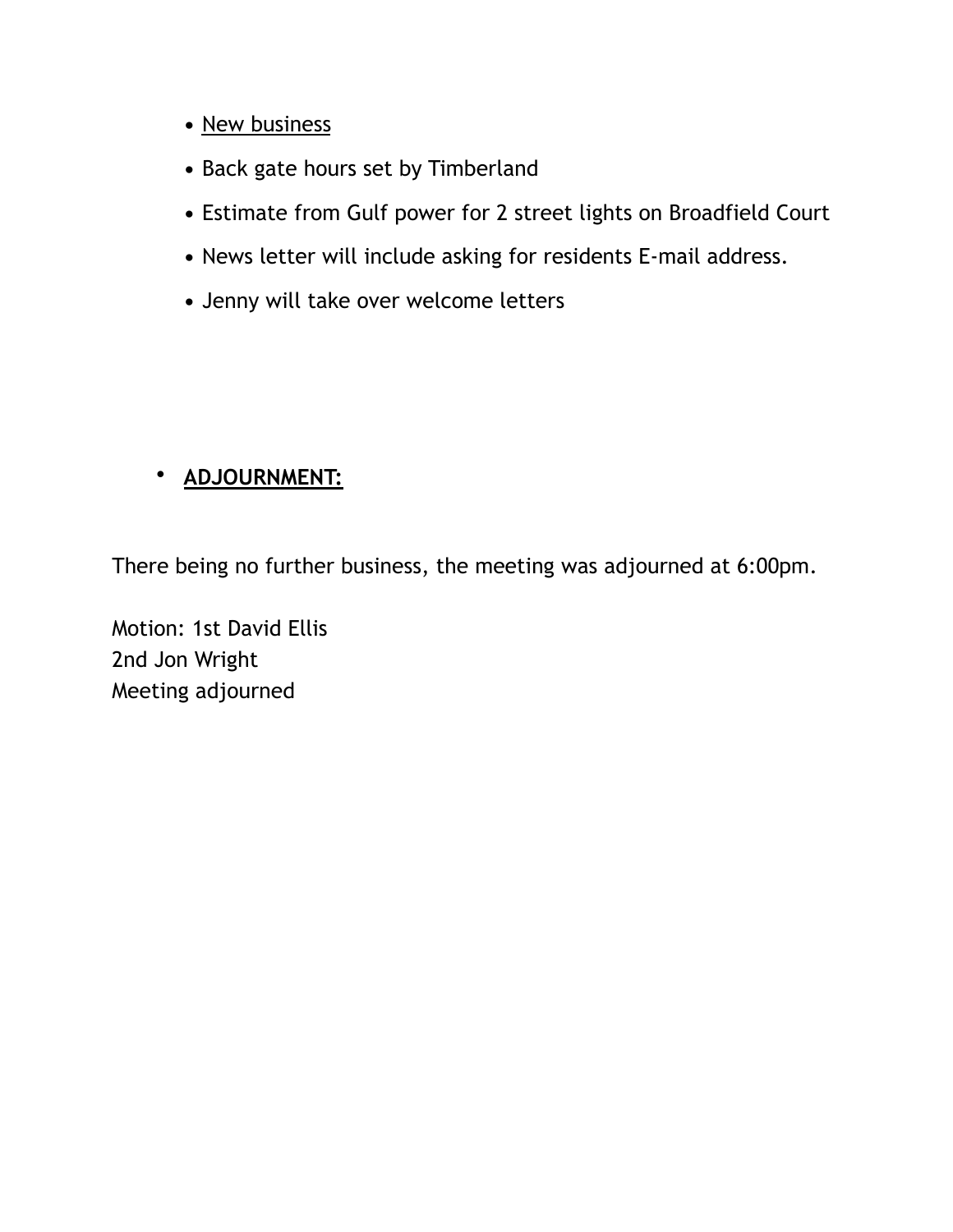- <u>New business</u>
- Back gate hours set by Timberland
- Estimate from Gulf power for 2 street lights on Broadfield Court
- News letter will include asking for residents E-mail address.
- Jenny will take over welcome letters

- **<u>ADJOURNMENT:</u>**

There being no further business, the meeting was adjourned at 6:00pm.

Motion: 1st David Ellis
2nd Jon Wright
Meeting adjourned